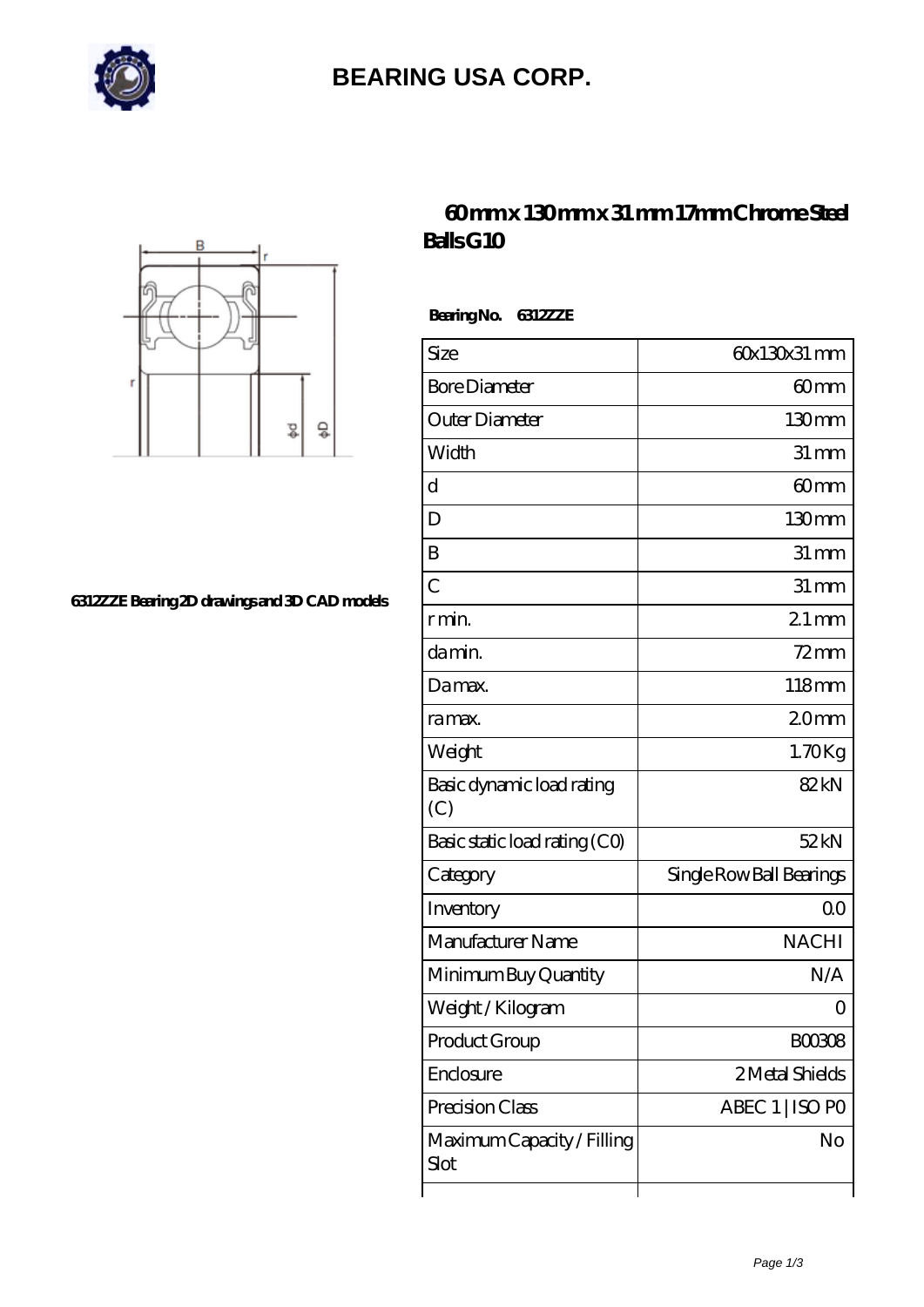# BEARING USA CORP.

## 60 mm x 130 mm x 31 mm 17mm Chrome Steel Balls G10

6312ZZE Bearing 2D drawings and 3D CAD models

**Bearing No. 6312ZZE**

| Size | 60x130x31 mm |
|---|---|
| Bore Diameter | 60 mm |
| Outer Diameter | 130 mm |
| Width | 31 mm |
| d | 60 mm |
| D | 130 mm |
| B | 31 mm |
| C | 31 mm |
| r min. | 2.1 mm |
| da min. | 72 mm |
| Da max. | 118 mm |
| ra max. | 2.0 mm |
| Weight | 1.70 Kg |
| Basic dynamic load rating (C) | 82 kN |
| Basic static load rating (C0) | 52 kN |
| Category | Single Row Ball Bearings |
| Inventory | 0.0 |
| Manufacturer Name | NACHI |
| Minimum Buy Quantity | N/A |
| Weight / Kilogram | 0 |
| Product Group | B00308 |
| Enclosure | 2 Metal Shields |
| Precision Class | ABEC 1 \| ISO P0 |
| Maximum Capacity / Filling Slot | No |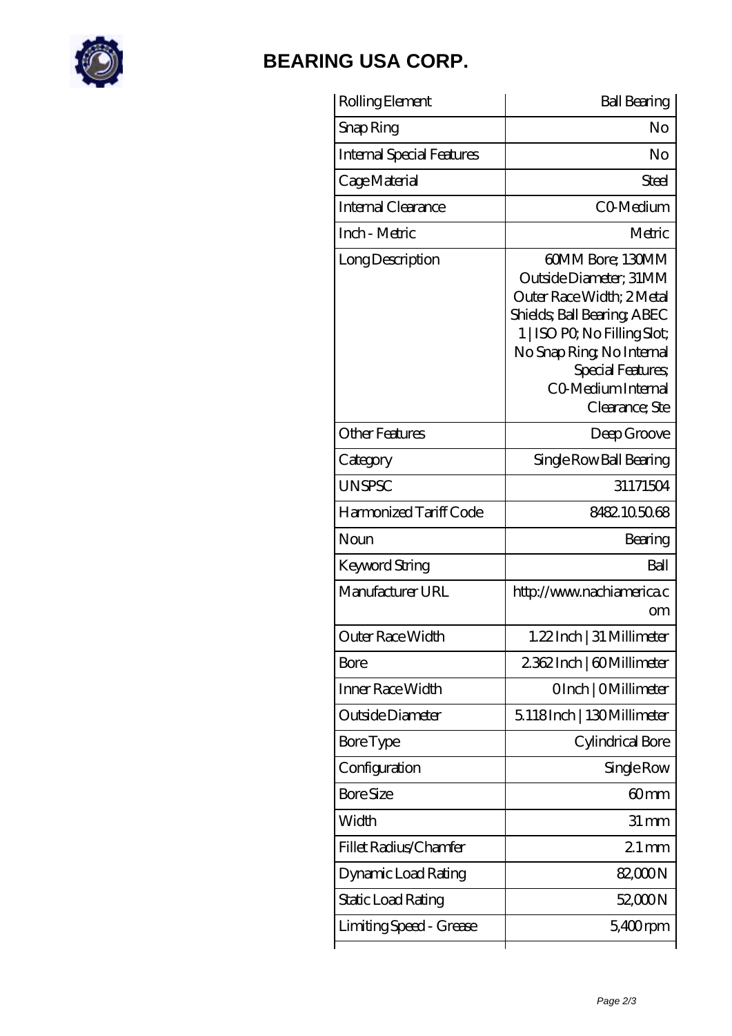# BEARING USA CORP.

| | |
|---|---|
| Rolling Element | Ball Bearing |
| Snap Ring | No |
| Internal Special Features | No |
| Cage Material | Steel |
| Internal Clearance | C0-Medium |
| Inch - Metric | Metric |
| Long Description | 60MM Bore; 130MM Outside Diameter; 31MM Outer Race Width; 2 Metal Shields; Ball Bearing; ABEC 1 \| ISO P0; No Filling Slot; No Snap Ring; No Internal Special Features; C0-Medium Internal Clearance; Ste |
| Other Features | Deep Groove |
| Category | Single Row Ball Bearing |
| UNSPSC | 31171504 |
| Harmonized Tariff Code | 8482.10.50.68 |
| Noun | Bearing |
| Keyword String | Ball |
| Manufacturer URL | http://www.nachiamerica.com |
| Outer Race Width | 1.22 Inch \| 31 Millimeter |
| Bore | 2.362 Inch \| 60 Millimeter |
| Inner Race Width | 0 Inch \| 0 Millimeter |
| Outside Diameter | 5.118 Inch \| 130 Millimeter |
| Bore Type | Cylindrical Bore |
| Configuration | Single Row |
| Bore Size | 60 mm |
| Width | 31 mm |
| Fillet Radius/Chamfer | 2.1 mm |
| Dynamic Load Rating | 82,000 N |
| Static Load Rating | 52,000 N |
| Limiting Speed - Grease | 5,400 rpm |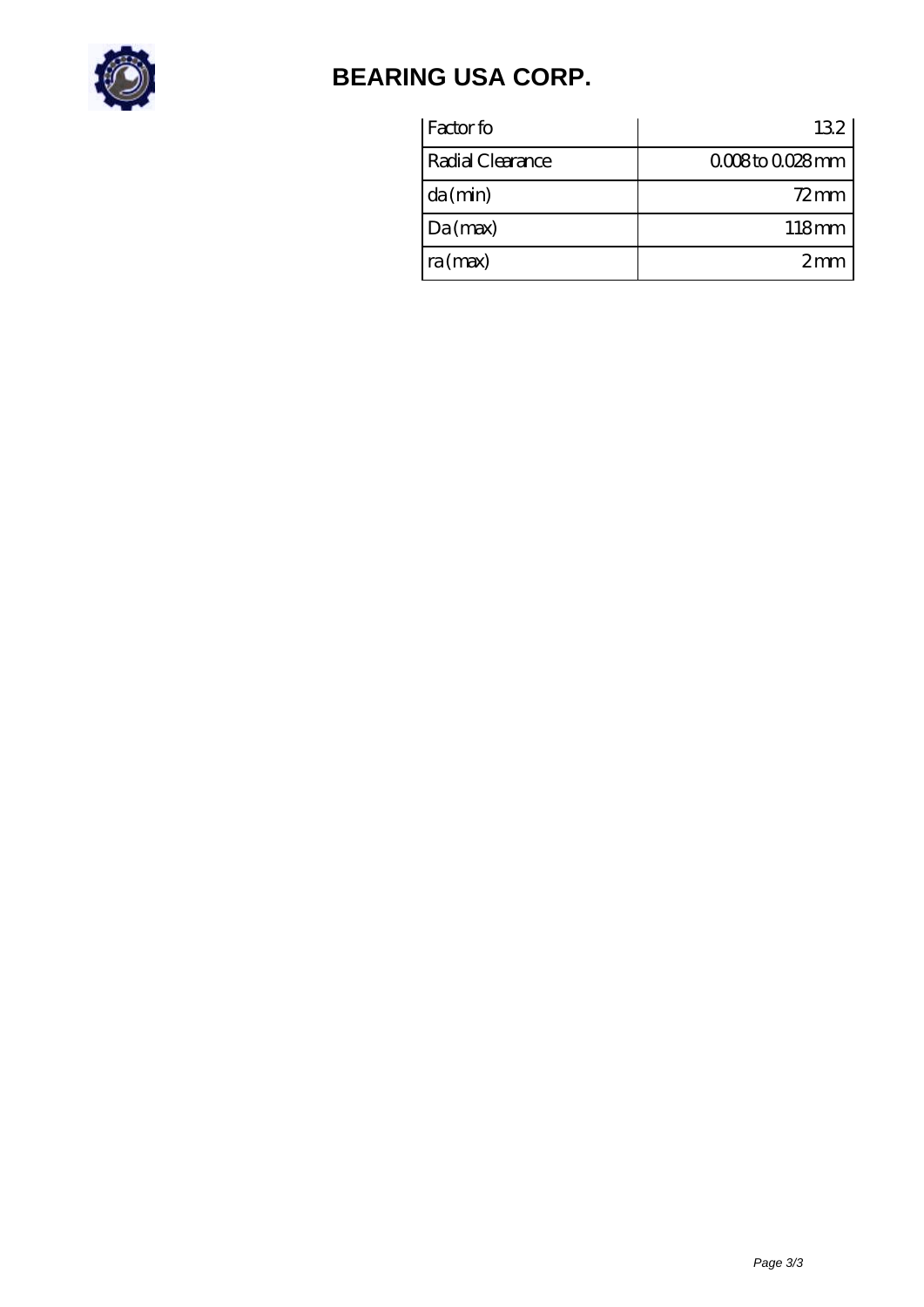| | |
|---|---|
| Factor fo | 13.2 |
| Radial Clearance | 0.008 to 0.028 mm |
| da (min) | 72 mm |
| Da (max) | 118 mm |
| ra (max) | 2 mm |